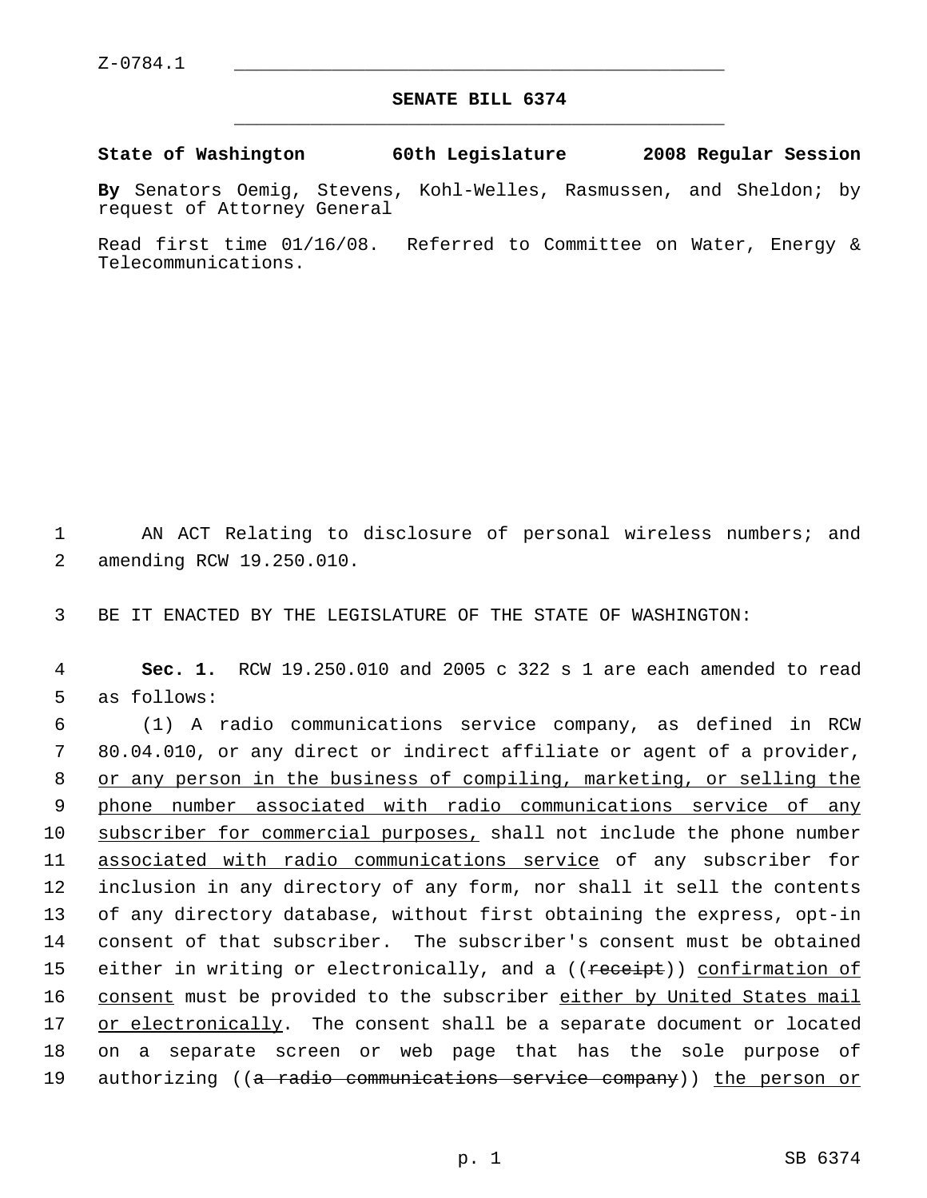Z-0784.1

# SENATE BILL 6374

**State of Washington 60th Legislature 2008 Regular Session**

**By** Senators Oemig, Stevens, Kohl-Welles, Rasmussen, and Sheldon; by request of Attorney General

Read first time 01/16/08. Referred to Committee on Water, Energy & Telecommunications.

AN ACT Relating to disclosure of personal wireless numbers; and amending RCW 19.250.010.

BE IT ENACTED BY THE LEGISLATURE OF THE STATE OF WASHINGTON:

**Sec. 1.** RCW 19.250.010 and 2005 c 322 s 1 are each amended to read as follows:

(1) A radio communications service company, as defined in RCW 80.04.010, or any direct or indirect affiliate or agent of a provider, <u>or any person in the business of compiling, marketing, or selling the phone number associated with radio communications service of any subscriber for commercial purposes,</u> shall not include the phone number <u>associated with radio communications service</u> of any subscriber for inclusion in any directory of any form, nor shall it sell the contents of any directory database, without first obtaining the express, opt-in consent of that subscriber. The subscriber's consent must be obtained either in writing or electronically, and a ((~~receipt~~)) <u>confirmation of consent</u> must be provided to the subscriber <u>either by United States mail or electronically</u>. The consent shall be a separate document or located on a separate screen or web page that has the sole purpose of authorizing ((~~a radio communications service company~~)) <u>the person or</u>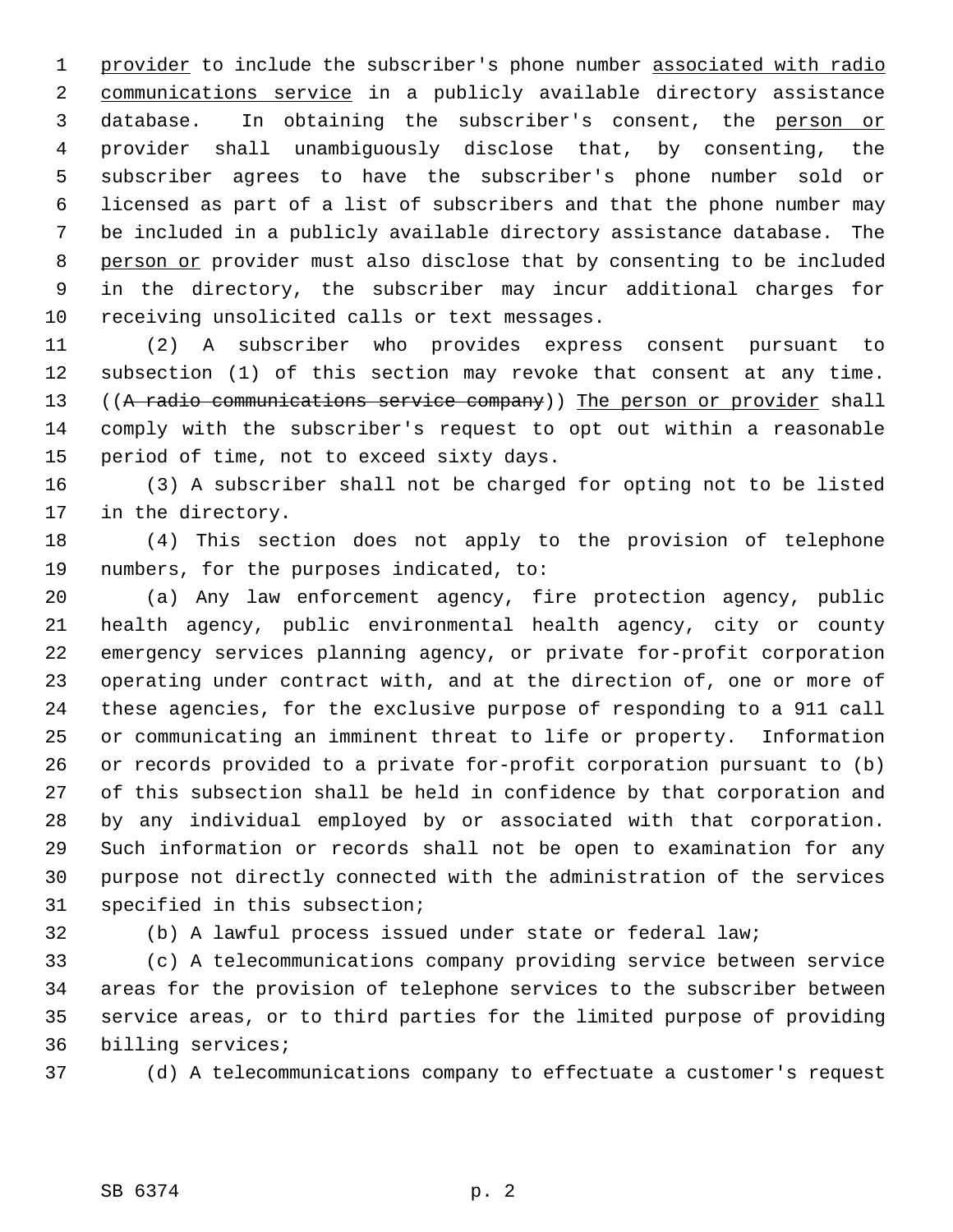provider to include the subscriber's phone number associated with radio communications service in a publicly available directory assistance database. In obtaining the subscriber's consent, the person or provider shall unambiguously disclose that, by consenting, the subscriber agrees to have the subscriber's phone number sold or licensed as part of a list of subscribers and that the phone number may be included in a publicly available directory assistance database. The person or provider must also disclose that by consenting to be included in the directory, the subscriber may incur additional charges for receiving unsolicited calls or text messages.

(2) A subscriber who provides express consent pursuant to subsection (1) of this section may revoke that consent at any time. ((~~A radio communications service company~~)) The person or provider shall comply with the subscriber's request to opt out within a reasonable period of time, not to exceed sixty days.

(3) A subscriber shall not be charged for opting not to be listed in the directory.

(4) This section does not apply to the provision of telephone numbers, for the purposes indicated, to:

(a) Any law enforcement agency, fire protection agency, public health agency, public environmental health agency, city or county emergency services planning agency, or private for-profit corporation operating under contract with, and at the direction of, one or more of these agencies, for the exclusive purpose of responding to a 911 call or communicating an imminent threat to life or property. Information or records provided to a private for-profit corporation pursuant to (b) of this subsection shall be held in confidence by that corporation and by any individual employed by or associated with that corporation. Such information or records shall not be open to examination for any purpose not directly connected with the administration of the services specified in this subsection;

(b) A lawful process issued under state or federal law;

(c) A telecommunications company providing service between service areas for the provision of telephone services to the subscriber between service areas, or to third parties for the limited purpose of providing billing services;

(d) A telecommunications company to effectuate a customer's request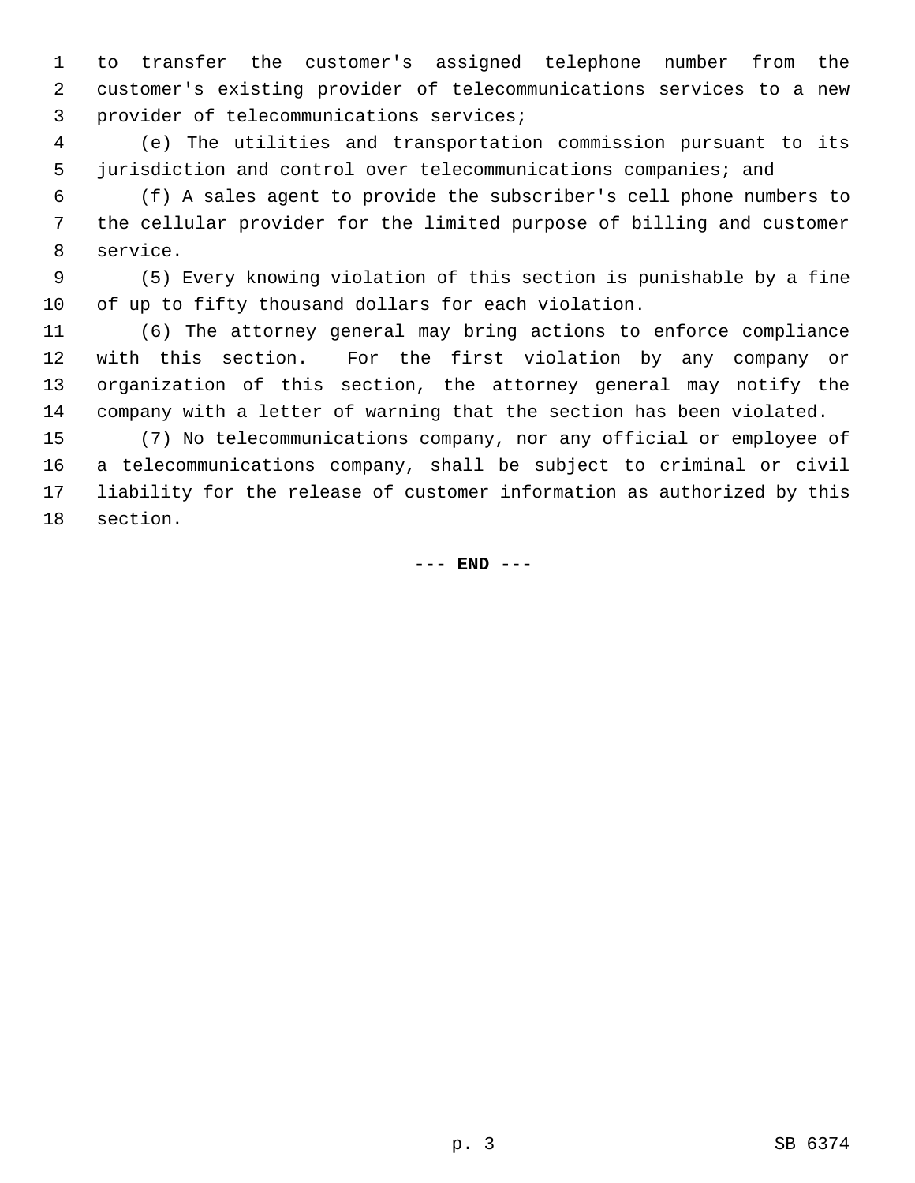to transfer the customer's assigned telephone number from the customer's existing provider of telecommunications services to a new provider of telecommunications services;

(e) The utilities and transportation commission pursuant to its jurisdiction and control over telecommunications companies; and

(f) A sales agent to provide the subscriber's cell phone numbers to the cellular provider for the limited purpose of billing and customer service.

(5) Every knowing violation of this section is punishable by a fine of up to fifty thousand dollars for each violation.

(6) The attorney general may bring actions to enforce compliance with this section. For the first violation by any company or organization of this section, the attorney general may notify the company with a letter of warning that the section has been violated.

(7) No telecommunications company, nor any official or employee of a telecommunications company, shall be subject to criminal or civil liability for the release of customer information as authorized by this section.

**--- END ---**